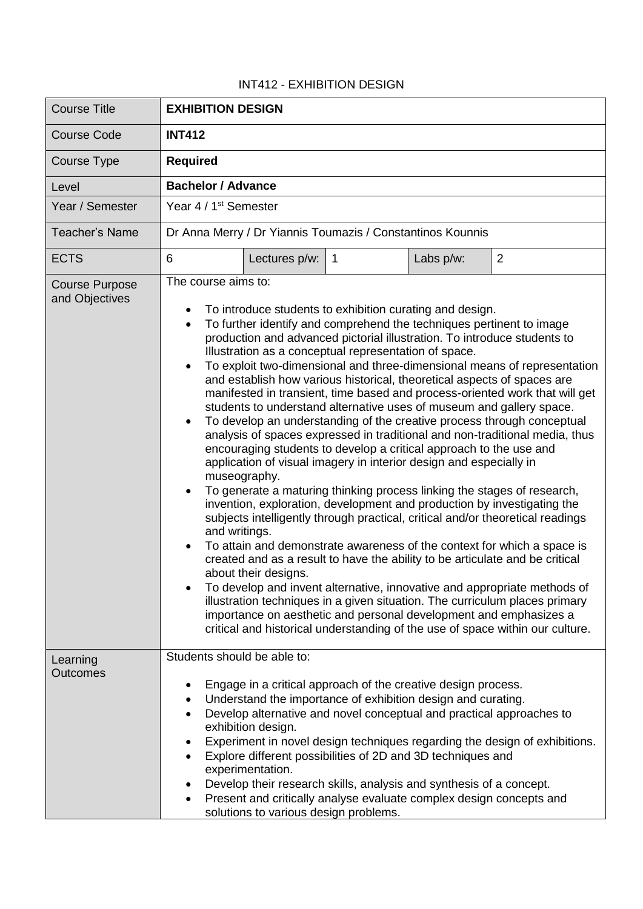INT412 - EXHIBITION DESIGN

| Course Title | **EXHIBITION DESIGN** | | | | |
|---|---|---|---|---|---|
| Course Code | **INT412** | | | | |
| Course Type | **Required** | | | | |
| Level | **Bachelor / Advance** | | | | |
| Year / Semester | Year 4 / 1st Semester | | | | |
| Teacher's Name | Dr Anna Merry / Dr Yiannis Toumazis / Constantinos Kounnis | | | | |
| ECTS | 6 | Lectures p/w: | 1 | Labs p/w: | 2 |
| Course Purpose and Objectives | The course aims to:<br>• To introduce students to exhibition curating and design.<br>• To further identify and comprehend the techniques pertinent to image production and advanced pictorial illustration. To introduce students to Illustration as a conceptual representation of space.<br>• To exploit two-dimensional and three-dimensional means of representation and establish how various historical, theoretical aspects of spaces are manifested in transient, time based and process-oriented work that will get students to understand alternative uses of museum and gallery space.<br>• To develop an understanding of the creative process through conceptual analysis of spaces expressed in traditional and non-traditional media, thus encouraging students to develop a critical approach to the use and application of visual imagery in interior design and especially in museography.<br>• To generate a maturing thinking process linking the stages of research, invention, exploration, development and production by investigating the subjects intelligently through practical, critical and/or theoretical readings and writings.<br>• To attain and demonstrate awareness of the context for which a space is created and as a result to have the ability to be articulate and be critical about their designs.<br>• To develop and invent alternative, innovative and appropriate methods of illustration techniques in a given situation. The curriculum places primary importance on aesthetic and personal development and emphasizes a critical and historical understanding of the use of space within our culture. | | | | |
| Learning Outcomes | Students should be able to:<br>• Engage in a critical approach of the creative design process.<br>• Understand the importance of exhibition design and curating.<br>• Develop alternative and novel conceptual and practical approaches to exhibition design.<br>• Experiment in novel design techniques regarding the design of exhibitions.<br>• Explore different possibilities of 2D and 3D techniques and experimentation.<br>• Develop their research skills, analysis and synthesis of a concept.<br>• Present and critically analyse evaluate complex design concepts and solutions to various design problems. | | | | |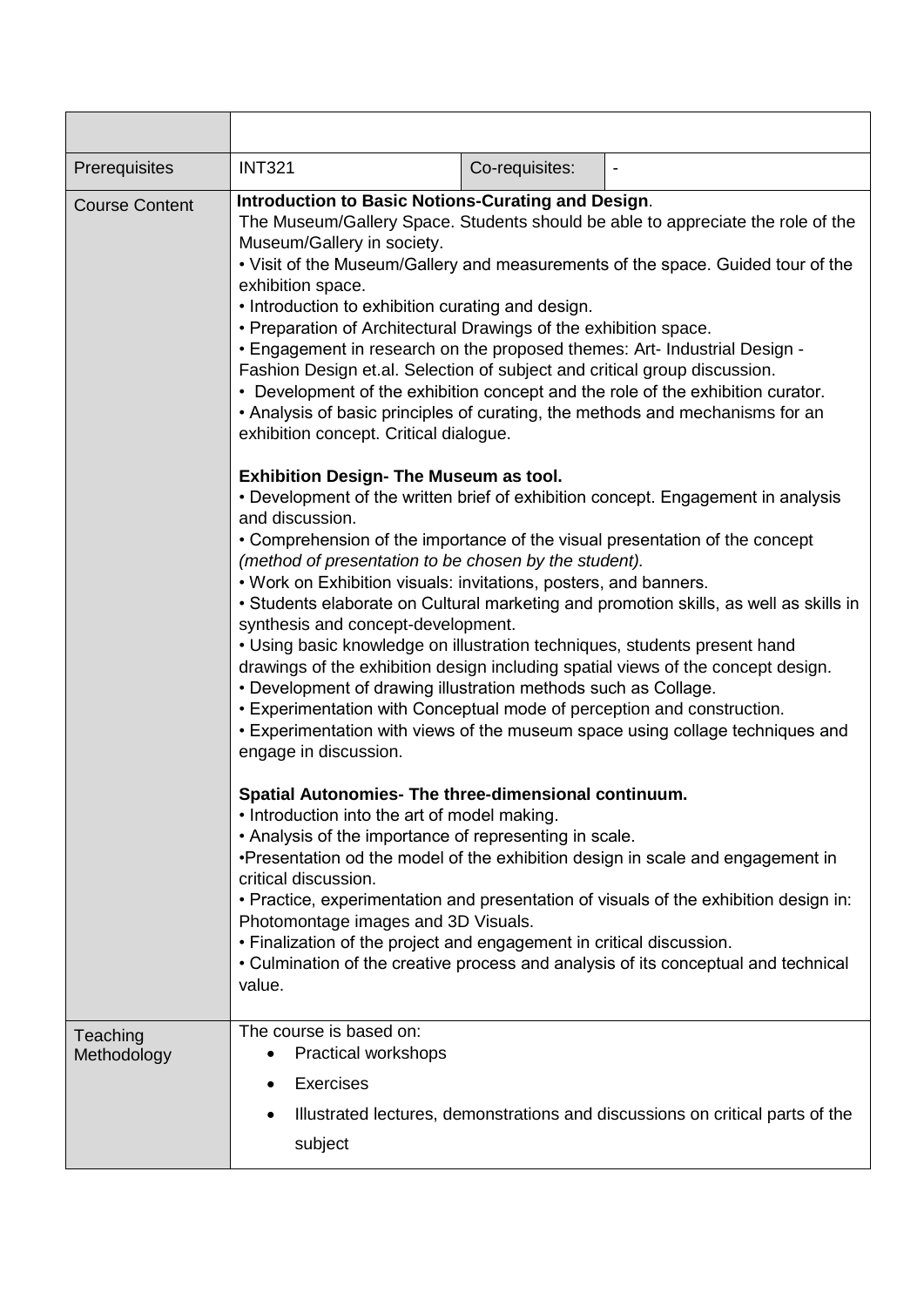| | | | |
|---|---|---|---|
| Prerequisites | INT321 | Co-requisites: | - |
| Course Content | **Introduction to Basic Notions-Curating and Design**.<br>The Museum/Gallery Space. Students should be able to appreciate the role of the Museum/Gallery in society.<br>• Visit of the Museum/Gallery and measurements of the space. Guided tour of the exhibition space.<br>• Introduction to exhibition curating and design.<br>• Preparation of Architectural Drawings of the exhibition space.<br>• Engagement in research on the proposed themes: Art- Industrial Design - Fashion Design et.al. Selection of subject and critical group discussion.<br>• Development of the exhibition concept and the role of the exhibition curator.<br>• Analysis of basic principles of curating, the methods and mechanisms for an exhibition concept. Critical dialogue.<br><br>**Exhibition Design- The Museum as tool.**<br>• Development of the written brief of exhibition concept. Engagement in analysis and discussion.<br>• Comprehension of the importance of the visual presentation of the concept *(method of presentation to be chosen by the student).*<br>• Work on Exhibition visuals: invitations, posters, and banners.<br>• Students elaborate on Cultural marketing and promotion skills, as well as skills in synthesis and concept-development.<br>• Using basic knowledge on illustration techniques, students present hand drawings of the exhibition design including spatial views of the concept design.<br>• Development of drawing illustration methods such as Collage.<br>• Experimentation with Conceptual mode of perception and construction.<br>• Experimentation with views of the museum space using collage techniques and engage in discussion.<br><br>**Spatial Autonomies- The three-dimensional continuum.**<br>• Introduction into the art of model making.<br>• Analysis of the importance of representing in scale.<br>•Presentation od the model of the exhibition design in scale and engagement in critical discussion.<br>• Practice, experimentation and presentation of visuals of the exhibition design in: Photomontage images and 3D Visuals.<br>• Finalization of the project and engagement in critical discussion.<br>• Culmination of the creative process and analysis of its conceptual and technical value. | | |
| Teaching Methodology | The course is based on:<br>• Practical workshops<br>• Exercises<br>• Illustrated lectures, demonstrations and discussions on critical parts of the subject | | |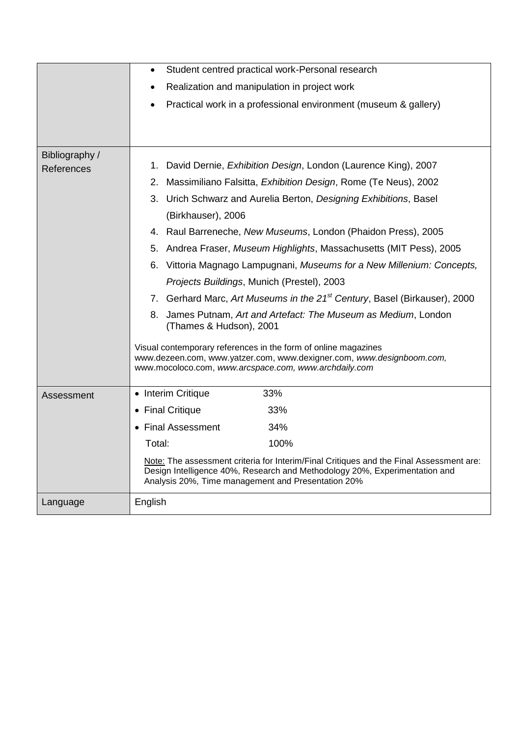| | |
|---|---|
| | • Student centred practical work-Personal research<br>• Realization and manipulation in project work<br>• Practical work in a professional environment (museum & gallery) |
| Bibliography / References | 1. David Dernie, *Exhibition Design*, London (Laurence King), 2007<br>2. Massimiliano Falsitta, *Exhibition Design*, Rome (Te Neus), 2002<br>3. Urich Schwarz and Aurelia Berton, *Designing Exhibitions*, Basel (Birkhauser), 2006<br>4. Raul Barreneche, *New Museums*, London (Phaidon Press), 2005<br>5. Andrea Fraser, *Museum Highlights*, Massachusetts (MIT Pess), 2005<br>6. Vittoria Magnago Lampugnani, *Museums for a New Millenium: Concepts, Projects Buildings*, Munich (Prestel), 2003<br>7. Gerhard Marc, *Art Museums in the 21st Century*, Basel (Birkauser), 2000<br>8. James Putnam, *Art and Artefact: The Museum as Medium*, London (Thames & Hudson), 2001<br><br>Visual contemporary references in the form of online magazines www.dezeen.com, www.yatzer.com, www.dexigner.com, *www.designboom.com,* www.mocoloco.com, *www.arcspace.com, www.archdaily.com* |
| Assessment | • Interim Critique 33%<br>• Final Critique 33%<br>• Final Assessment 34%<br>Total: 100%<br><br>Note: The assessment criteria for Interim/Final Critiques and the Final Assessment are: Design Intelligence 40%, Research and Methodology 20%, Experimentation and Analysis 20%, Time management and Presentation 20% |
| Language | English |